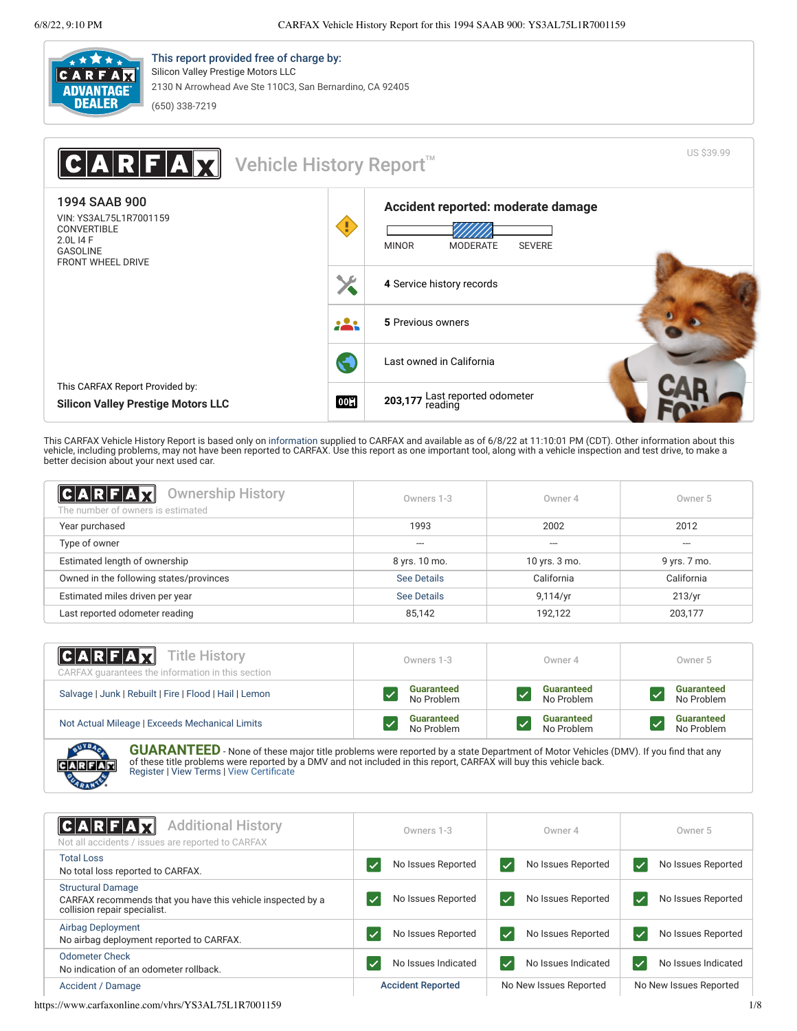**This report provided free of charge by:**
Silicon Valley Prestige Motors LLC
2130 N Arrowhead Ave Ste 110C3, San Bernardino, CA 92405
(650) 338-7219

# CARFAX Vehicle History Report™

US $39.99

## 1994 SAAB 900

VIN: YS3AL75L1R7001159
CONVERTIBLE
2.0L I4 F
GASOLINE
FRONT WHEEL DRIVE

This CARFAX Report Provided by:
**Silicon Valley Prestige Motors LLC**

**Accident reported: moderate damage**

MINOR | MODERATE | SEVERE

**4** Service history records

**5** Previous owners

Last owned in California

**203,177** Last reported odometer reading

This CARFAX Vehicle History Report is based only on information supplied to CARFAX and available as of 6/8/22 at 11:10:01 PM (CDT). Other information about this vehicle, including problems, may not have been reported to CARFAX. Use this report as one important tool, along with a vehicle inspection and test drive, to make a better decision about your next used car.

## Ownership History

The number of owners is estimated

| | Owners 1-3 | Owner 4 | Owner 5 |
|---|---|---|---|
| Year purchased | 1993 | 2002 | 2012 |
| Type of owner | --- | --- | --- |
| Estimated length of ownership | 8 yrs. 10 mo. | 10 yrs. 3 mo. | 9 yrs. 7 mo. |
| Owned in the following states/provinces | See Details | California | California |
| Estimated miles driven per year | See Details | 9,114/yr | 213/yr |
| Last reported odometer reading | 85,142 | 192,122 | 203,177 |

## Title History

CARFAX guarantees the information in this section

| | Owners 1-3 | Owner 4 | Owner 5 |
|---|---|---|---|
| Salvage \| Junk \| Rebuilt \| Fire \| Flood \| Hail \| Lemon | Guaranteed No Problem | Guaranteed No Problem | Guaranteed No Problem |
| Not Actual Mileage \| Exceeds Mechanical Limits | Guaranteed No Problem | Guaranteed No Problem | Guaranteed No Problem |

**GUARANTEED** - None of these major title problems were reported by a state Department of Motor Vehicles (DMV). If you find that any of these title problems were reported by a DMV and not included in this report, CARFAX will buy this vehicle back.
Register | View Terms | View Certificate

## Additional History

Not all accidents / issues are reported to CARFAX

| | Owners 1-3 | Owner 4 | Owner 5 |
|---|---|---|---|
| Total Loss<br>No total loss reported to CARFAX. | No Issues Reported | No Issues Reported | No Issues Reported |
| Structural Damage<br>CARFAX recommends that you have this vehicle inspected by a collision repair specialist. | No Issues Reported | No Issues Reported | No Issues Reported |
| Airbag Deployment<br>No airbag deployment reported to CARFAX. | No Issues Reported | No Issues Reported | No Issues Reported |
| Odometer Check<br>No indication of an odometer rollback. | No Issues Indicated | No Issues Indicated | No Issues Indicated |
| Accident / Damage | Accident Reported | No New Issues Reported | No New Issues Reported |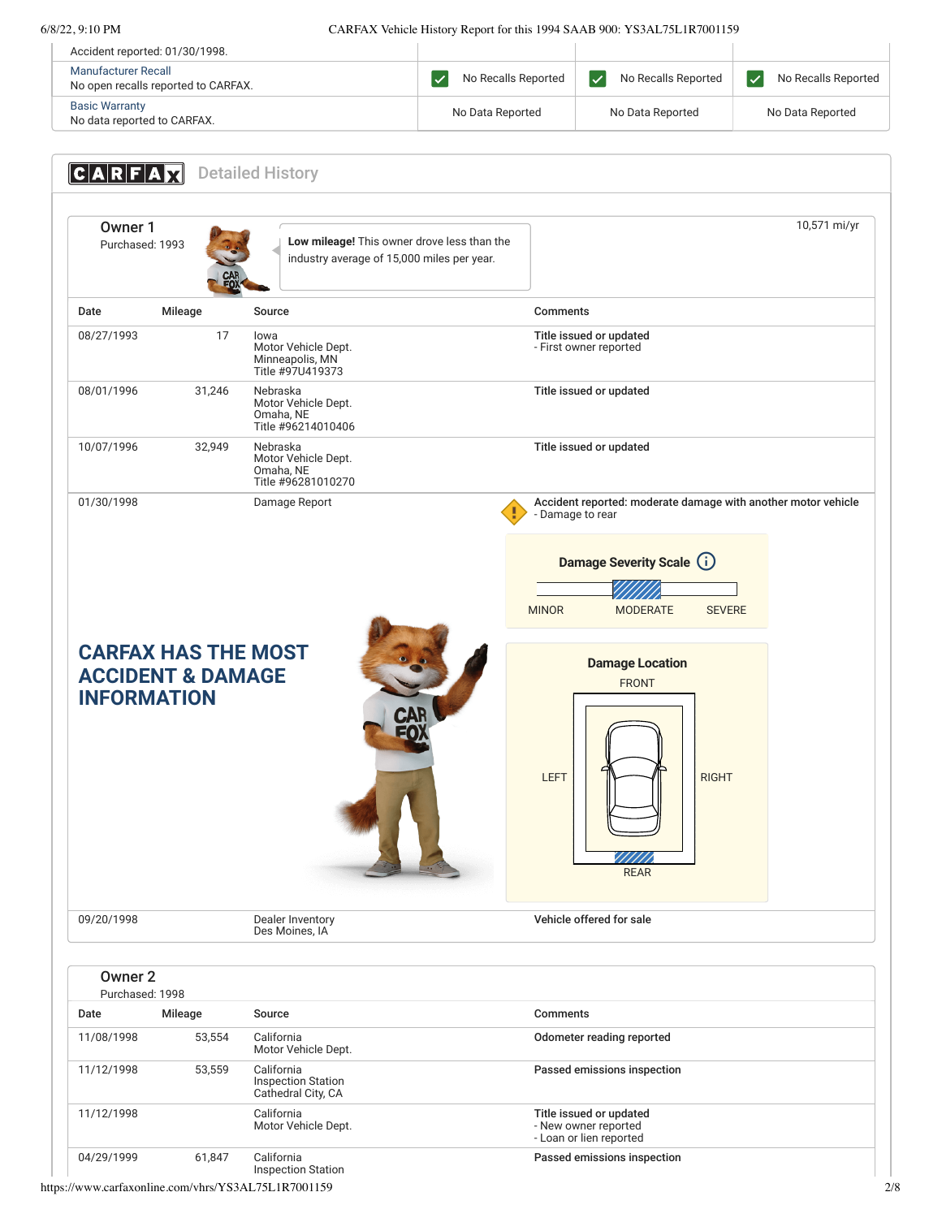| | | | |
|---|---|---|---|
| Accident reported: 01/30/1998. | | | |
| Manufacturer Recall<br>No open recalls reported to CARFAX. | No Recalls Reported | No Recalls Reported | No Recalls Reported |
| Basic Warranty<br>No data reported to CARFAX. | No Data Reported | No Data Reported | No Data Reported |

## CARFAX Detailed History

### Owner 1

Purchased: 1993

**Low mileage!** This owner drove less than the industry average of 15,000 miles per year.

10,571 mi/yr

| Date | Mileage | Source | Comments |
|---|---|---|---|
| 08/27/1993 | 17 | Iowa<br>Motor Vehicle Dept.<br>Minneapolis, MN<br>Title #97U419373 | **Title issued or updated**<br>- First owner reported |
| 08/01/1996 | 31,246 | Nebraska<br>Motor Vehicle Dept.<br>Omaha, NE<br>Title #96214010406 | **Title issued or updated** |
| 10/07/1996 | 32,949 | Nebraska<br>Motor Vehicle Dept.<br>Omaha, NE<br>Title #96281010270 | **Title issued or updated** |
| 01/30/1998 | | Damage Report | **Accident reported: moderate damage with another motor vehicle**<br>- Damage to rear<br>Damage Severity Scale: MINOR / **MODERATE** / SEVERE<br>Damage Location: FRONT / LEFT / RIGHT / **REAR** |
| 09/20/1998 | | Dealer Inventory<br>Des Moines, IA | **Vehicle offered for sale** |

**CARFAX HAS THE MOST ACCIDENT & DAMAGE INFORMATION**

### Owner 2

Purchased: 1998

| Date | Mileage | Source | Comments |
|---|---|---|---|
| 11/08/1998 | 53,554 | California<br>Motor Vehicle Dept. | **Odometer reading reported** |
| 11/12/1998 | 53,559 | California<br>Inspection Station<br>Cathedral City, CA | **Passed emissions inspection** |
| 11/12/1998 | | California<br>Motor Vehicle Dept. | **Title issued or updated**<br>- New owner reported<br>- Loan or lien reported |
| 04/29/1999 | 61,847 | California<br>Inspection Station | **Passed emissions inspection** |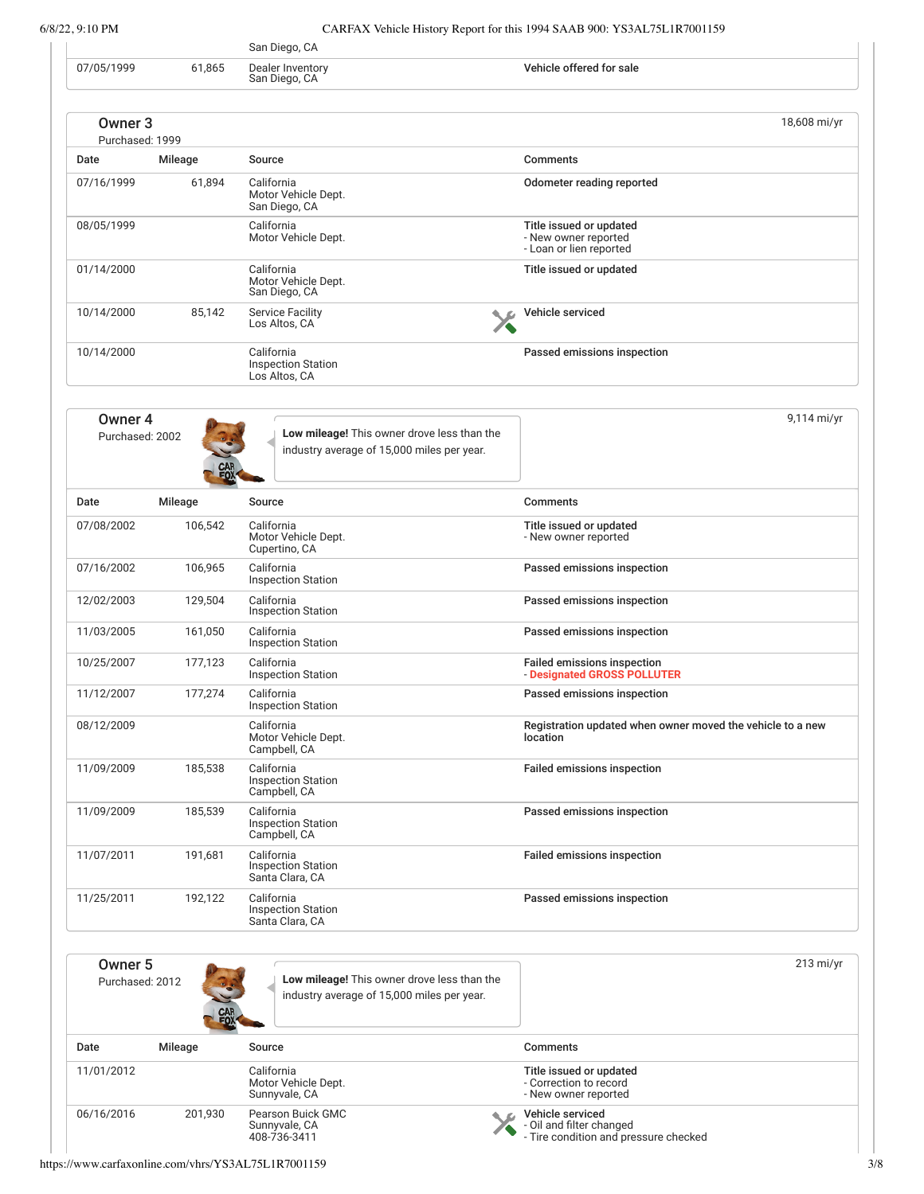| Date | Mileage | Source | Comments |
|---|---|---|---|
| | | San Diego, CA | |
| 07/05/1999 | 61,865 | Dealer Inventory San Diego, CA | Vehicle offered for sale |

## Owner 3

Purchased: 1999

18,608 mi/yr

| Date | Mileage | Source | Comments |
|---|---|---|---|
| 07/16/1999 | 61,894 | California Motor Vehicle Dept. San Diego, CA | **Odometer reading reported** |
| 08/05/1999 | | California Motor Vehicle Dept. | **Title issued or updated** - New owner reported - Loan or lien reported |
| 01/14/2000 | | California Motor Vehicle Dept. San Diego, CA | **Title issued or updated** |
| 10/14/2000 | 85,142 | Service Facility Los Altos, CA | **Vehicle serviced** |
| 10/14/2000 | | California Inspection Station Los Altos, CA | **Passed emissions inspection** |

## Owner 4

Purchased: 2002

**Low mileage!** This owner drove less than the industry average of 15,000 miles per year.

9,114 mi/yr

| Date | Mileage | Source | Comments |
|---|---|---|---|
| 07/08/2002 | 106,542 | California Motor Vehicle Dept. Cupertino, CA | **Title issued or updated** - New owner reported |
| 07/16/2002 | 106,965 | California Inspection Station | **Passed emissions inspection** |
| 12/02/2003 | 129,504 | California Inspection Station | **Passed emissions inspection** |
| 11/03/2005 | 161,050 | California Inspection Station | **Passed emissions inspection** |
| 10/25/2007 | 177,123 | California Inspection Station | **Failed emissions inspection** - **Designated GROSS POLLUTER** |
| 11/12/2007 | 177,274 | California Inspection Station | **Passed emissions inspection** |
| 08/12/2009 | | California Motor Vehicle Dept. Campbell, CA | **Registration updated when owner moved the vehicle to a new location** |
| 11/09/2009 | 185,538 | California Inspection Station Campbell, CA | **Failed emissions inspection** |
| 11/09/2009 | 185,539 | California Inspection Station Campbell, CA | **Passed emissions inspection** |
| 11/07/2011 | 191,681 | California Inspection Station Santa Clara, CA | **Failed emissions inspection** |
| 11/25/2011 | 192,122 | California Inspection Station Santa Clara, CA | **Passed emissions inspection** |

## Owner 5

Purchased: 2012

**Low mileage!** This owner drove less than the industry average of 15,000 miles per year.

213 mi/yr

| Date | Mileage | Source | Comments |
|---|---|---|---|
| 11/01/2012 | | California Motor Vehicle Dept. Sunnyvale, CA | **Title issued or updated** - Correction to record - New owner reported |
| 06/16/2016 | 201,930 | Pearson Buick GMC Sunnyvale, CA 408-736-3411 | **Vehicle serviced** - Oil and filter changed - Tire condition and pressure checked |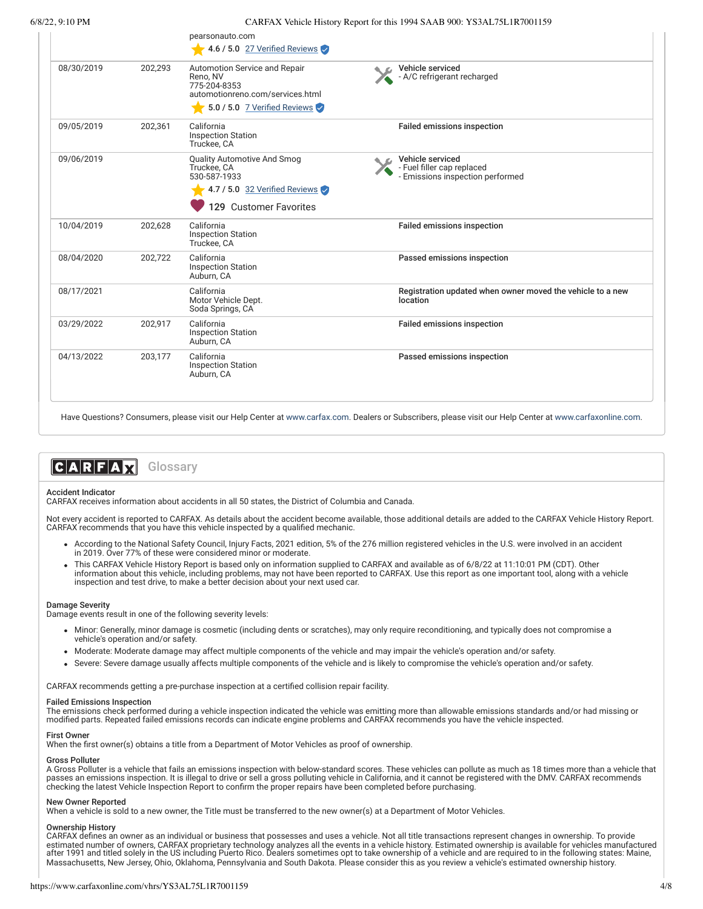| Date | Mileage | Source | Comments |
|---|---|---|---|
| | | pearsonauto.com<br>4.6 / 5.0 27 Verified Reviews | |
| 08/30/2019 | 202,293 | Automotion Service and Repair<br>Reno, NV<br>775-204-8353<br>automotionreno.com/services.html<br>5.0 / 5.0 7 Verified Reviews | **Vehicle serviced**<br>- A/C refrigerant recharged |
| 09/05/2019 | 202,361 | California<br>Inspection Station<br>Truckee, CA | **Failed emissions inspection** |
| 09/06/2019 | | Quality Automotive And Smog<br>Truckee, CA<br>530-587-1933<br>4.7 / 5.0 32 Verified Reviews<br>129 Customer Favorites | **Vehicle serviced**<br>- Fuel filler cap replaced<br>- Emissions inspection performed |
| 10/04/2019 | 202,628 | California<br>Inspection Station<br>Truckee, CA | **Failed emissions inspection** |
| 08/04/2020 | 202,722 | California<br>Inspection Station<br>Auburn, CA | **Passed emissions inspection** |
| 08/17/2021 | | California<br>Motor Vehicle Dept.<br>Soda Springs, CA | **Registration updated when owner moved the vehicle to a new location** |
| 03/29/2022 | 202,917 | California<br>Inspection Station<br>Auburn, CA | **Failed emissions inspection** |
| 04/13/2022 | 203,177 | California<br>Inspection Station<br>Auburn, CA | **Passed emissions inspection** |

Have Questions? Consumers, please visit our Help Center at www.carfax.com. Dealers or Subscribers, please visit our Help Center at www.carfaxonline.com.

## CARFAX Glossary

**Accident Indicator**
CARFAX receives information about accidents in all 50 states, the District of Columbia and Canada.

Not every accident is reported to CARFAX. As details about the accident become available, those additional details are added to the CARFAX Vehicle History Report. CARFAX recommends that you have this vehicle inspected by a qualified mechanic.

- According to the National Safety Council, Injury Facts, 2021 edition, 5% of the 276 million registered vehicles in the U.S. were involved in an accident in 2019. Over 77% of these were considered minor or moderate.
- This CARFAX Vehicle History Report is based only on information supplied to CARFAX and available as of 6/8/22 at 11:10:01 PM (CDT). Other information about this vehicle, including problems, may not have been reported to CARFAX. Use this report as one important tool, along with a vehicle inspection and test drive, to make a better decision about your next used car.

**Damage Severity**
Damage events result in one of the following severity levels:

- Minor: Generally, minor damage is cosmetic (including dents or scratches), may only require reconditioning, and typically does not compromise a vehicle's operation and/or safety.
- Moderate: Moderate damage may affect multiple components of the vehicle and may impair the vehicle's operation and/or safety.
- Severe: Severe damage usually affects multiple components of the vehicle and is likely to compromise the vehicle's operation and/or safety.

CARFAX recommends getting a pre-purchase inspection at a certified collision repair facility.

**Failed Emissions Inspection**
The emissions check performed during a vehicle inspection indicated the vehicle was emitting more than allowable emissions standards and/or had missing or modified parts. Repeated failed emissions records can indicate engine problems and CARFAX recommends you have the vehicle inspected.

**First Owner**
When the first owner(s) obtains a title from a Department of Motor Vehicles as proof of ownership.

**Gross Polluter**
A Gross Polluter is a vehicle that fails an emissions inspection with below-standard scores. These vehicles can pollute as much as 18 times more than a vehicle that passes an emissions inspection. It is illegal to drive or sell a gross polluting vehicle in California, and it cannot be registered with the DMV. CARFAX recommends checking the latest Vehicle Inspection Report to confirm the proper repairs have been completed before purchasing.

**New Owner Reported**
When a vehicle is sold to a new owner, the Title must be transferred to the new owner(s) at a Department of Motor Vehicles.

**Ownership History**
CARFAX defines an owner as an individual or business that possesses and uses a vehicle. Not all title transactions represent changes in ownership. To provide estimated number of owners, CARFAX proprietary technology analyzes all the events in a vehicle history. Estimated ownership is available for vehicles manufactured after 1991 and titled solely in the US including Puerto Rico. Dealers sometimes opt to take ownership of a vehicle and are required to in the following states: Maine, Massachusetts, New Jersey, Ohio, Oklahoma, Pennsylvania and South Dakota. Please consider this as you review a vehicle's estimated ownership history.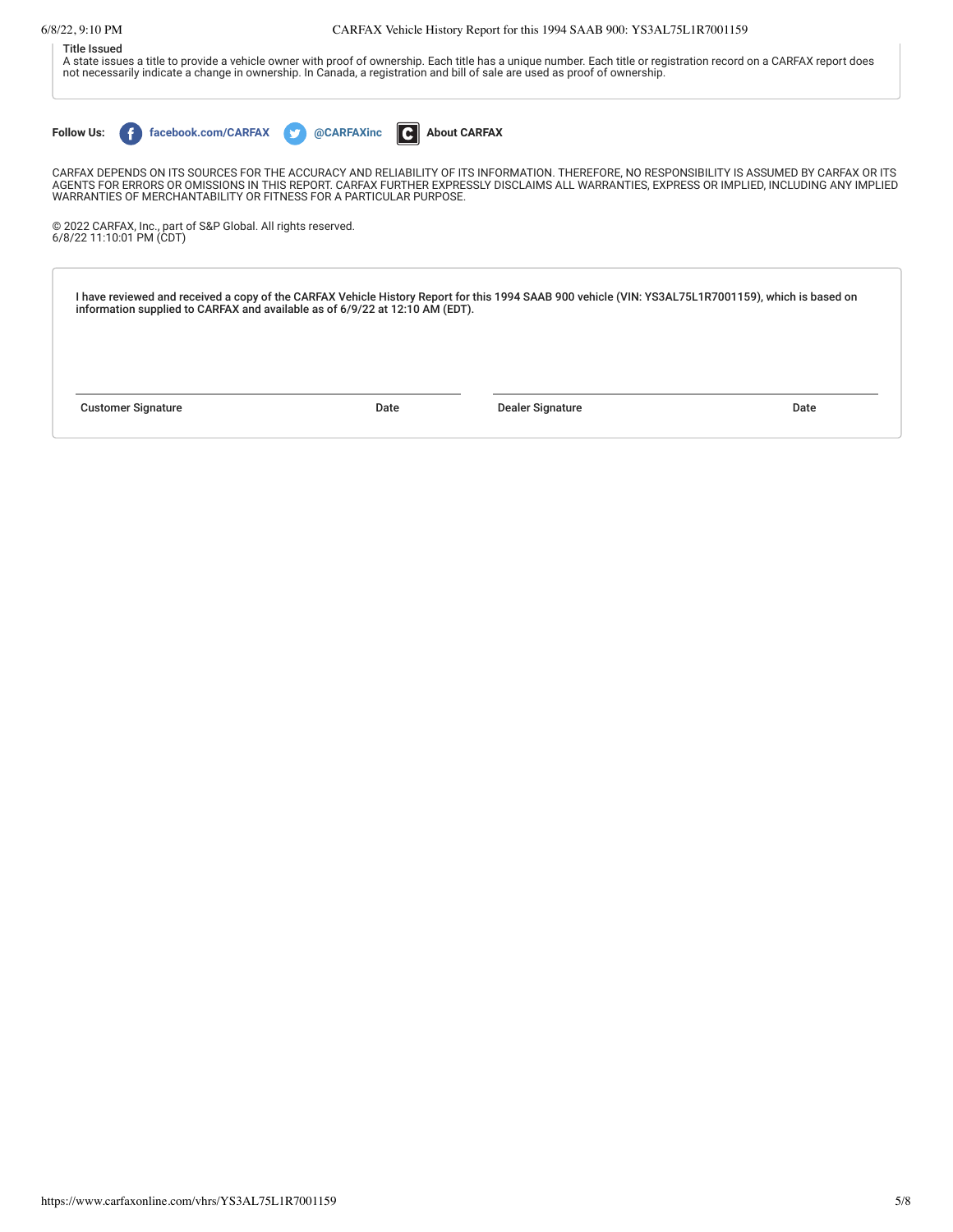**Title Issued**

A state issues a title to provide a vehicle owner with proof of ownership. Each title has a unique number. Each title or registration record on a CARFAX report does not necessarily indicate a change in ownership. In Canada, a registration and bill of sale are used as proof of ownership.

**Follow Us:** **facebook.com/CARFAX** **@CARFAXinc** **About CARFAX**

CARFAX DEPENDS ON ITS SOURCES FOR THE ACCURACY AND RELIABILITY OF ITS INFORMATION. THEREFORE, NO RESPONSIBILITY IS ASSUMED BY CARFAX OR ITS AGENTS FOR ERRORS OR OMISSIONS IN THIS REPORT. CARFAX FURTHER EXPRESSLY DISCLAIMS ALL WARRANTIES, EXPRESS OR IMPLIED, INCLUDING ANY IMPLIED WARRANTIES OF MERCHANTABILITY OR FITNESS FOR A PARTICULAR PURPOSE.

© 2022 CARFAX, Inc., part of S&P Global. All rights reserved.
6/8/22 11:10:01 PM (CDT)

I have reviewed and received a copy of the CARFAX Vehicle History Report for this 1994 SAAB 900 vehicle (VIN: YS3AL75L1R7001159), which is based on information supplied to CARFAX and available as of 6/9/22 at 12:10 AM (EDT).

| Customer Signature | Date | Dealer Signature | Date |
| --- | --- | --- | --- |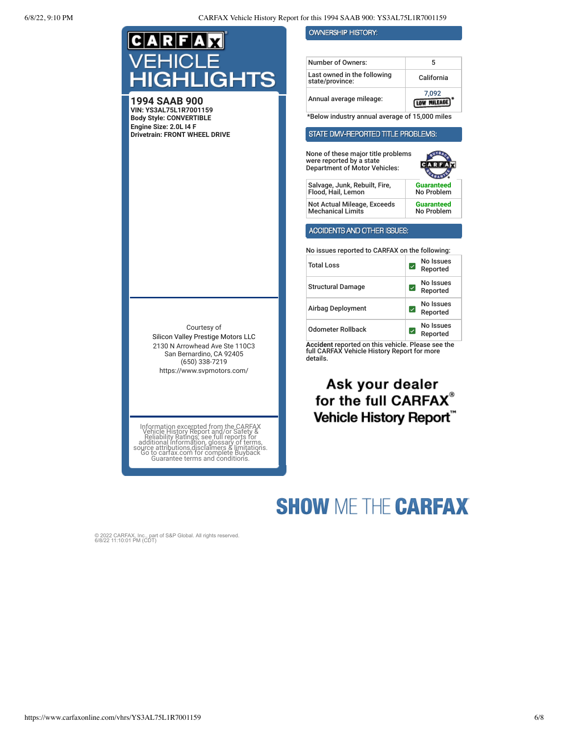# CARFAX VEHICLE HIGHLIGHTS

**1994 SAAB 900**
**VIN: YS3AL75L1R7001159**
**Body Style: CONVERTIBLE**
**Engine Size: 2.0L I4 F**
**Drivetrain: FRONT WHEEL DRIVE**

Courtesy of
Silicon Valley Prestige Motors LLC
2130 N Arrowhead Ave Ste 110C3
San Bernardino, CA 92405
(650) 338-7219
https://www.svpmotors.com/

Information excerpted from the CARFAX Vehicle History Report and/or Safety & Reliability Ratings; see full reports for additional information, glossary of terms, source attributions,disclaimers & limitations. Go to carfax.com for complete Buyback Guarantee terms and conditions.

## OWNERSHIP HISTORY:

| | |
|---|---|
| Number of Owners: | 5 |
| Last owned in the following state/province: | California |
| Annual average mileage: | 7,092 LOW MILEAGE* |

*Below industry annual average of 15,000 miles

## STATE DMV-REPORTED TITLE PROBLEMS:

None of these major title problems were reported by a state Department of Motor Vehicles:

| | |
|---|---|
| Salvage, Junk, Rebuilt, Fire, Flood, Hail, Lemon | Guaranteed No Problem |
| Not Actual Mileage, Exceeds Mechanical Limits | Guaranteed No Problem |

## ACCIDENTS AND OTHER ISSUES:

No issues reported to CARFAX on the following:

| | |
|---|---|
| Total Loss | No Issues Reported |
| Structural Damage | No Issues Reported |
| Airbag Deployment | No Issues Reported |
| Odometer Rollback | No Issues Reported |

**Accident** reported on this vehicle. Please see the full CARFAX Vehicle History Report for more details.

**Ask your dealer for the full CARFAX® Vehicle History Report™**

**SHOW ME THE CARFAX**

© 2022 CARFAX, Inc., part of S&P Global. All rights reserved.
6/8/22 11:10:01 PM (CDT)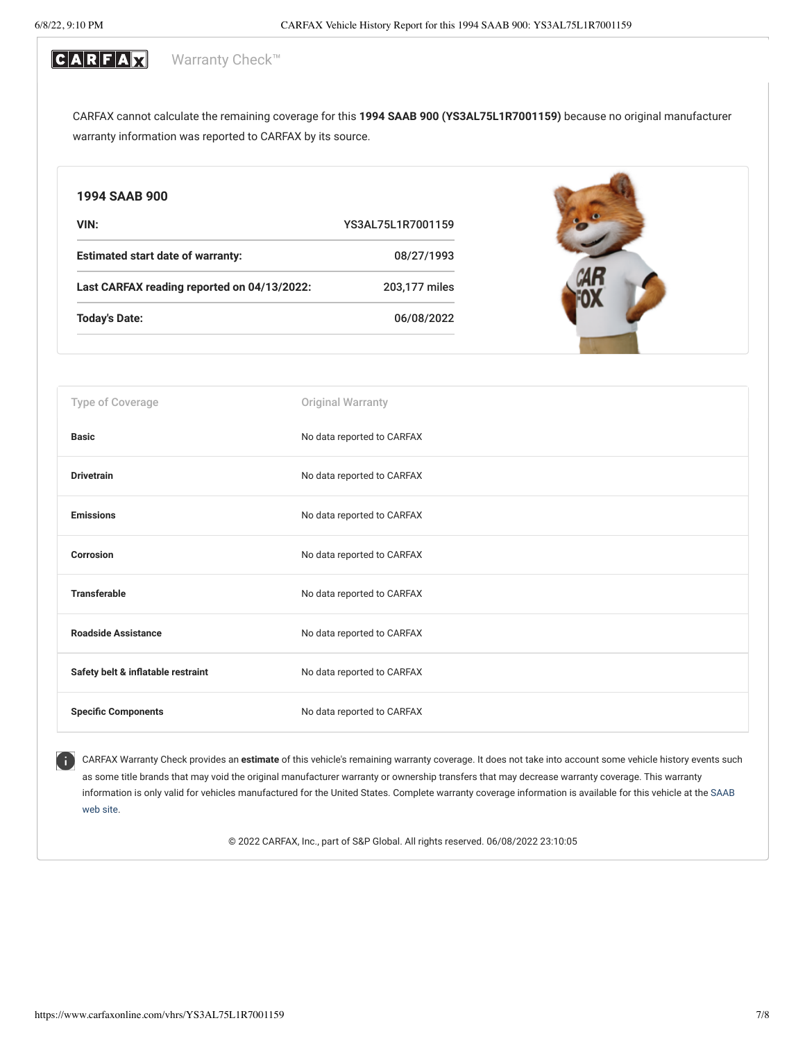CARFAX Warranty Check™

CARFAX cannot calculate the remaining coverage for this **1994 SAAB 900 (YS3AL75L1R7001159)** because no original manufacturer warranty information was reported to CARFAX by its source.

### 1994 SAAB 900

| | |
|---|---|
| **VIN:** | YS3AL75L1R7001159 |
| **Estimated start date of warranty:** | 08/27/1993 |
| **Last CARFAX reading reported on 04/13/2022:** | 203,177 miles |
| **Today's Date:** | 06/08/2022 |

| Type of Coverage | Original Warranty |
|---|---|
| **Basic** | No data reported to CARFAX |
| **Drivetrain** | No data reported to CARFAX |
| **Emissions** | No data reported to CARFAX |
| **Corrosion** | No data reported to CARFAX |
| **Transferable** | No data reported to CARFAX |
| **Roadside Assistance** | No data reported to CARFAX |
| **Safety belt & inflatable restraint** | No data reported to CARFAX |
| **Specific Components** | No data reported to CARFAX |

CARFAX Warranty Check provides an **estimate** of this vehicle's remaining warranty coverage. It does not take into account some vehicle history events such as some title brands that may void the original manufacturer warranty or ownership transfers that may decrease warranty coverage. This warranty information is only valid for vehicles manufactured for the United States. Complete warranty coverage information is available for this vehicle at the SAAB web site.

© 2022 CARFAX, Inc., part of S&P Global. All rights reserved. 06/08/2022 23:10:05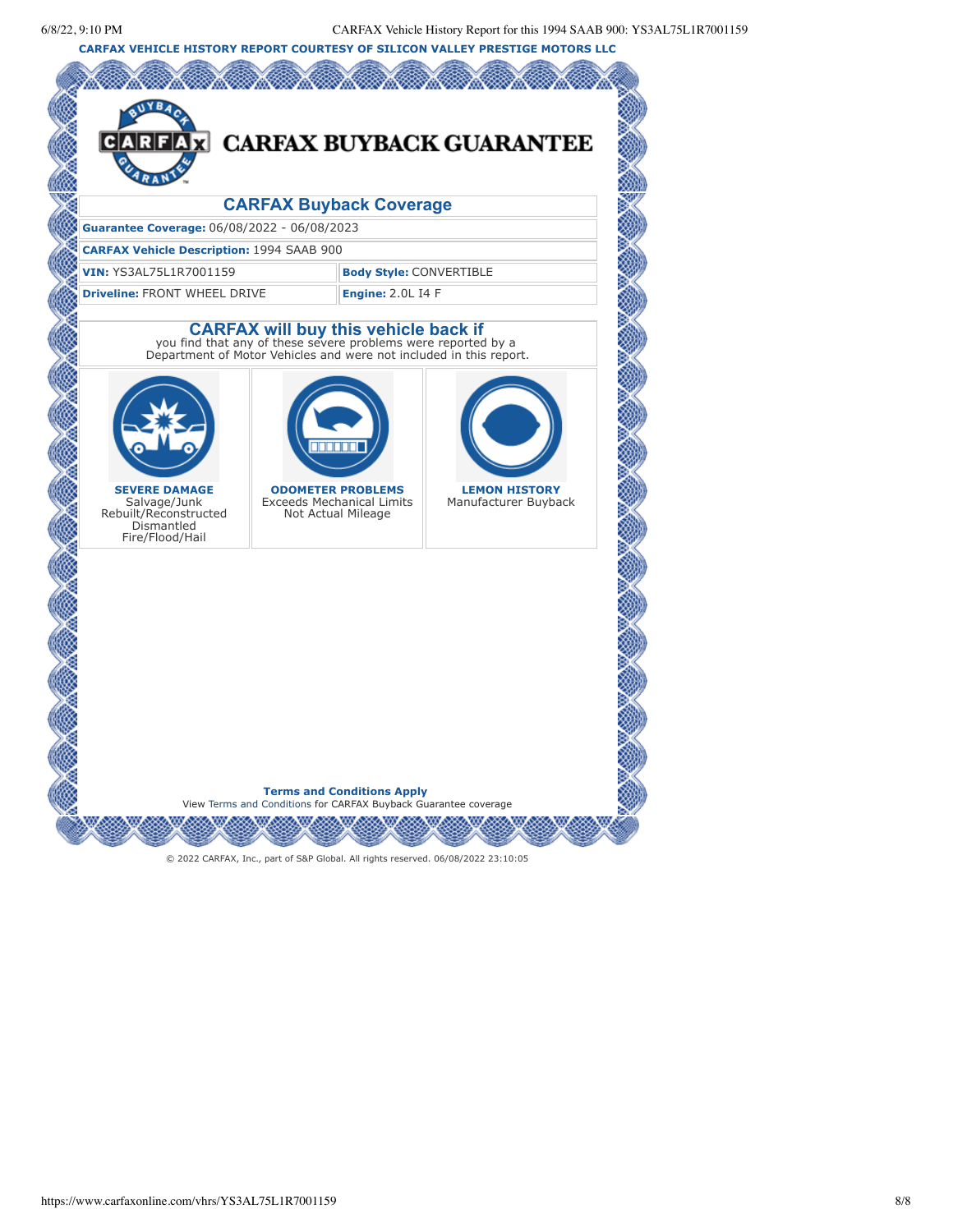**CARFAX VEHICLE HISTORY REPORT COURTESY OF SILICON VALLEY PRESTIGE MOTORS LLC**

# CARFAX BUYBACK GUARANTEE

## CARFAX Buyback Coverage

| | |
|---|---|
| **Guarantee Coverage:** 06/08/2022 - 06/08/2023 | |
| **CARFAX Vehicle Description:** 1994 SAAB 900 | |
| **VIN:** YS3AL75L1R7001159 | **Body Style:** CONVERTIBLE |
| **Driveline:** FRONT WHEEL DRIVE | **Engine:** 2.0L I4 F |

## CARFAX will buy this vehicle back if

you find that any of these severe problems were reported by a Department of Motor Vehicles and were not included in this report.

| **SEVERE DAMAGE** | **ODOMETER PROBLEMS** | **LEMON HISTORY** |
|---|---|---|
| Salvage/Junk<br>Rebuilt/Reconstructed<br>Dismantled<br>Fire/Flood/Hail | Exceeds Mechanical Limits<br>Not Actual Mileage | Manufacturer Buyback |

**Terms and Conditions Apply**

View Terms and Conditions for CARFAX Buyback Guarantee coverage

© 2022 CARFAX, Inc., part of S&P Global. All rights reserved. 06/08/2022 23:10:05